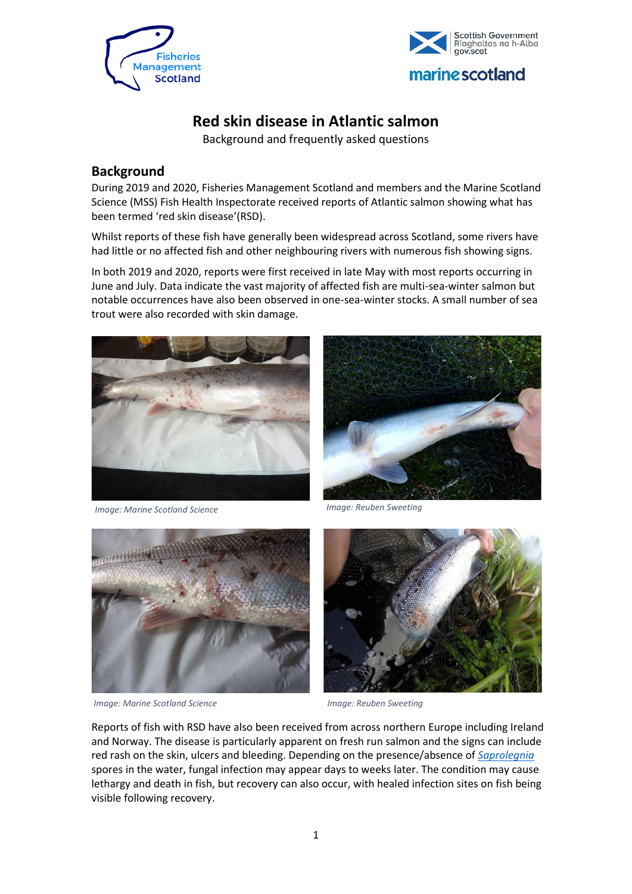# Red skin disease in Atlantic salmon

Background and frequently asked questions

## Background

During 2019 and 2020, Fisheries Management Scotland and members and the Marine Scotland Science (MSS) Fish Health Inspectorate received reports of Atlantic salmon showing what has been termed 'red skin disease'(RSD).

Whilst reports of these fish have generally been widespread across Scotland, some rivers have had little or no affected fish and other neighbouring rivers with numerous fish showing signs.

In both 2019 and 2020, reports were first received in late May with most reports occurring in June and July. Data indicate the vast majority of affected fish are multi-sea-winter salmon but notable occurrences have also been observed in one-sea-winter stocks. A small number of sea trout were also recorded with skin damage.

*Image: Marine Scotland Science*

*Image: Reuben Sweeting*

*Image: Marine Scotland Science*

*Image: Reuben Sweeting*

Reports of fish with RSD have also been received from across northern Europe including Ireland and Norway. The disease is particularly apparent on fresh run salmon and the signs can include red rash on the skin, ulcers and bleeding. Depending on the presence/absence of *Saprolegnia* spores in the water, fungal infection may appear days to weeks later. The condition may cause lethargy and death in fish, but recovery can also occur, with healed infection sites on fish being visible following recovery.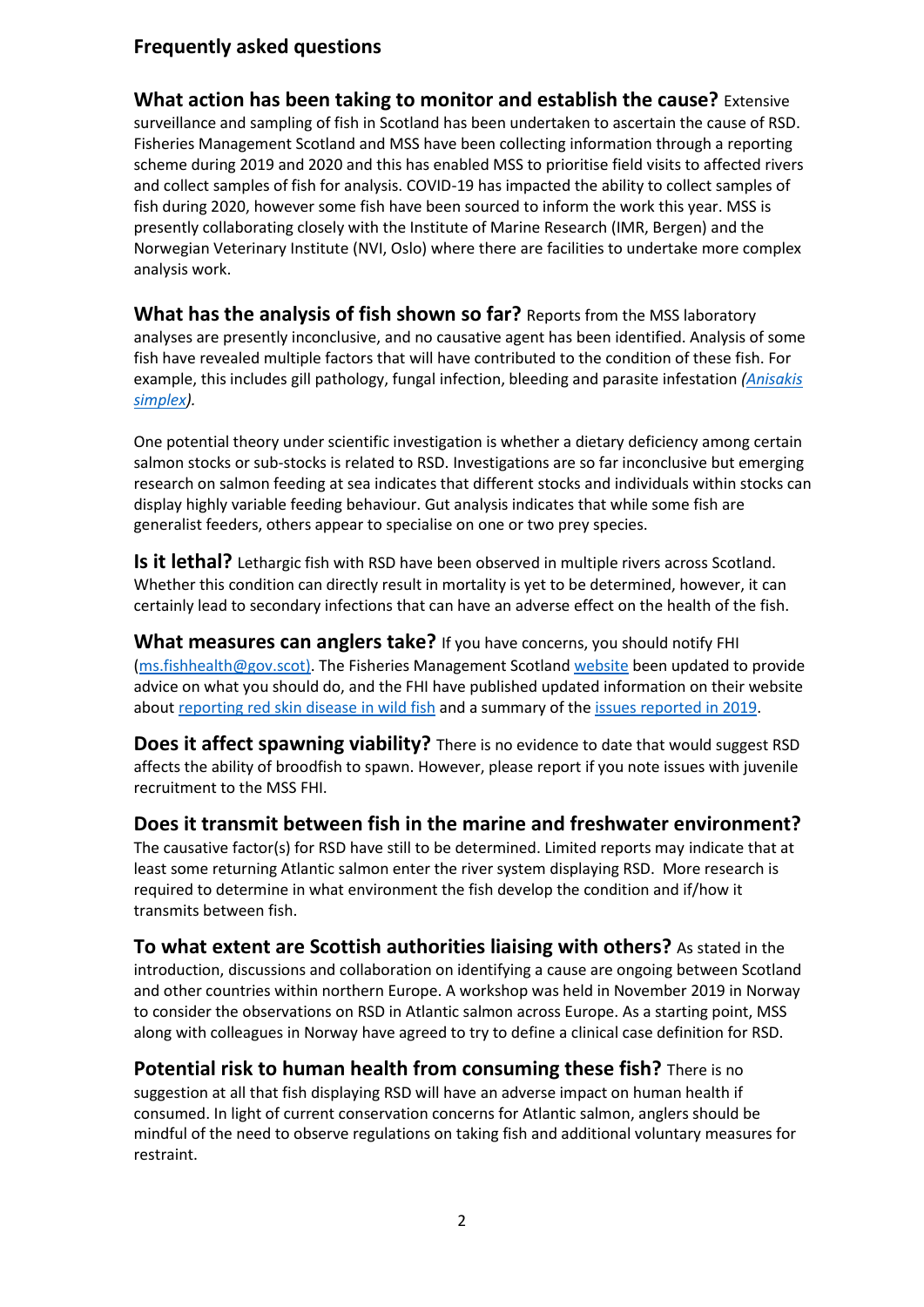## Frequently asked questions

**What action has been taking to monitor and establish the cause?** Extensive surveillance and sampling of fish in Scotland has been undertaken to ascertain the cause of RSD. Fisheries Management Scotland and MSS have been collecting information through a reporting scheme during 2019 and 2020 and this has enabled MSS to prioritise field visits to affected rivers and collect samples of fish for analysis. COVID-19 has impacted the ability to collect samples of fish during 2020, however some fish have been sourced to inform the work this year. MSS is presently collaborating closely with the Institute of Marine Research (IMR, Bergen) and the Norwegian Veterinary Institute (NVI, Oslo) where there are facilities to undertake more complex analysis work.

**What has the analysis of fish shown so far?** Reports from the MSS laboratory analyses are presently inconclusive, and no causative agent has been identified. Analysis of some fish have revealed multiple factors that will have contributed to the condition of these fish. For example, this includes gill pathology, fungal infection, bleeding and parasite infestation *(Anisakis simplex)*.

One potential theory under scientific investigation is whether a dietary deficiency among certain salmon stocks or sub-stocks is related to RSD. Investigations are so far inconclusive but emerging research on salmon feeding at sea indicates that different stocks and individuals within stocks can display highly variable feeding behaviour. Gut analysis indicates that while some fish are generalist feeders, others appear to specialise on one or two prey species.

**Is it lethal?** Lethargic fish with RSD have been observed in multiple rivers across Scotland. Whether this condition can directly result in mortality is yet to be determined, however, it can certainly lead to secondary infections that can have an adverse effect on the health of the fish.

**What measures can anglers take?** If you have concerns, you should notify FHI (ms.fishhealth@gov.scot). The Fisheries Management Scotland website been updated to provide advice on what you should do, and the FHI have published updated information on their website about reporting red skin disease in wild fish and a summary of the issues reported in 2019.

**Does it affect spawning viability?** There is no evidence to date that would suggest RSD affects the ability of broodfish to spawn. However, please report if you note issues with juvenile recruitment to the MSS FHI.

**Does it transmit between fish in the marine and freshwater environment?** The causative factor(s) for RSD have still to be determined. Limited reports may indicate that at least some returning Atlantic salmon enter the river system displaying RSD. More research is required to determine in what environment the fish develop the condition and if/how it transmits between fish.

**To what extent are Scottish authorities liaising with others?** As stated in the introduction, discussions and collaboration on identifying a cause are ongoing between Scotland and other countries within northern Europe. A workshop was held in November 2019 in Norway to consider the observations on RSD in Atlantic salmon across Europe. As a starting point, MSS along with colleagues in Norway have agreed to try to define a clinical case definition for RSD.

**Potential risk to human health from consuming these fish?** There is no suggestion at all that fish displaying RSD will have an adverse impact on human health if consumed. In light of current conservation concerns for Atlantic salmon, anglers should be mindful of the need to observe regulations on taking fish and additional voluntary measures for restraint.